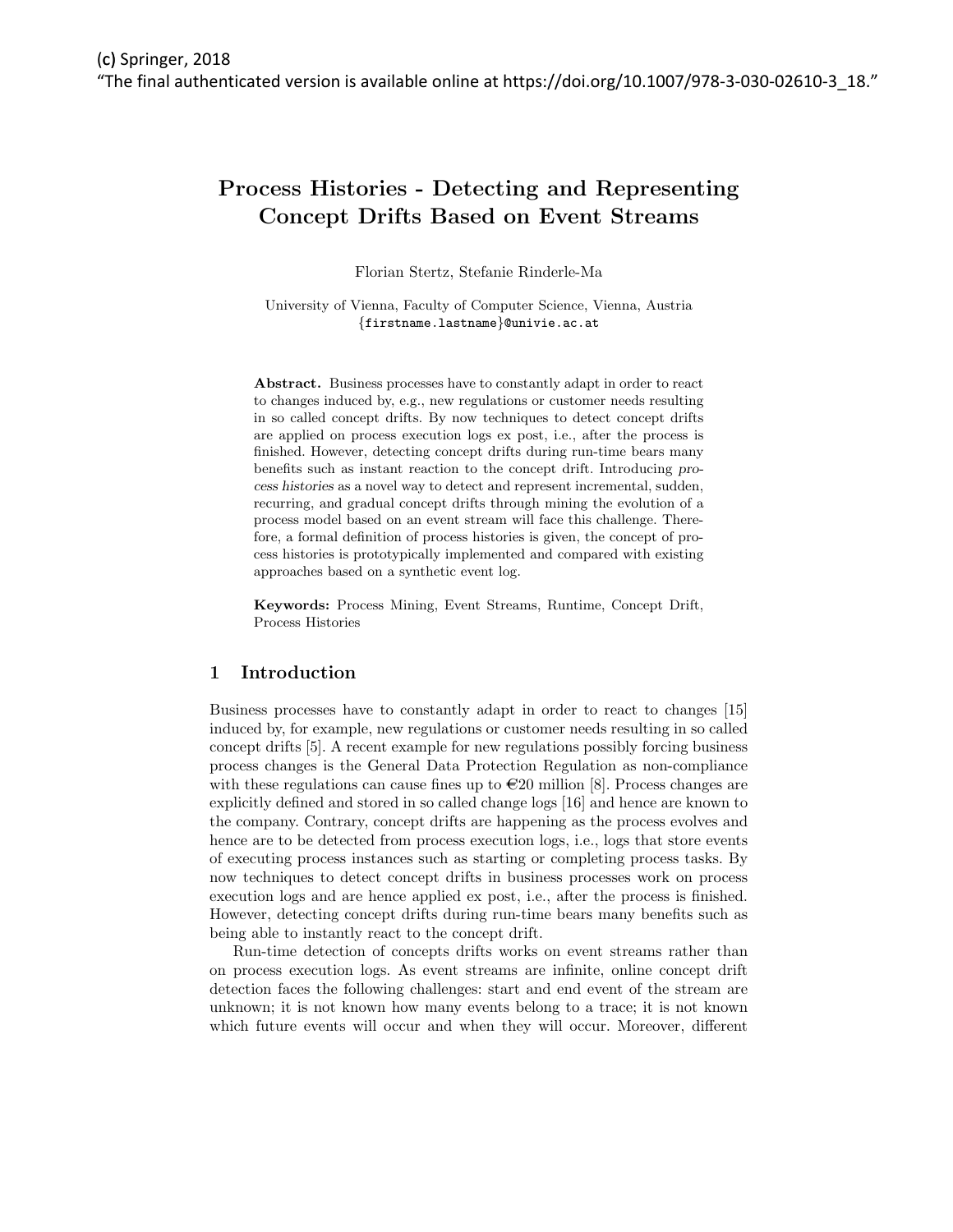(c) Springer, 2018
"The final authenticated version is available online at https://doi.org/10.1007/978-3-030-02610-3_18."

# Process Histories - Detecting and Representing Concept Drifts Based on Event Streams

Florian Stertz, Stefanie Rinderle-Ma

University of Vienna, Faculty of Computer Science, Vienna, Austria
{firstname.lastname}@univie.ac.at

**Abstract.** Business processes have to constantly adapt in order to react to changes induced by, e.g., new regulations or customer needs resulting in so called concept drifts. By now techniques to detect concept drifts are applied on process execution logs ex post, i.e., after the process is finished. However, detecting concept drifts during run-time bears many benefits such as instant reaction to the concept drift. Introducing *process histories* as a novel way to detect and represent incremental, sudden, recurring, and gradual concept drifts through mining the evolution of a process model based on an event stream will face this challenge. Therefore, a formal definition of process histories is given, the concept of process histories is prototypically implemented and compared with existing approaches based on a synthetic event log.

**Keywords:** Process Mining, Event Streams, Runtime, Concept Drift, Process Histories

## 1 Introduction

Business processes have to constantly adapt in order to react to changes [15] induced by, for example, new regulations or customer needs resulting in so called concept drifts [5]. A recent example for new regulations possibly forcing business process changes is the General Data Protection Regulation as non-compliance with these regulations can cause fines up to €20 million [8]. Process changes are explicitly defined and stored in so called change logs [16] and hence are known to the company. Contrary, concept drifts are happening as the process evolves and hence are to be detected from process execution logs, i.e., logs that store events of executing process instances such as starting or completing process tasks. By now techniques to detect concept drifts in business processes work on process execution logs and are hence applied ex post, i.e., after the process is finished. However, detecting concept drifts during run-time bears many benefits such as being able to instantly react to the concept drift.

Run-time detection of concepts drifts works on event streams rather than on process execution logs. As event streams are infinite, online concept drift detection faces the following challenges: start and end event of the stream are unknown; it is not known how many events belong to a trace; it is not known which future events will occur and when they will occur. Moreover, different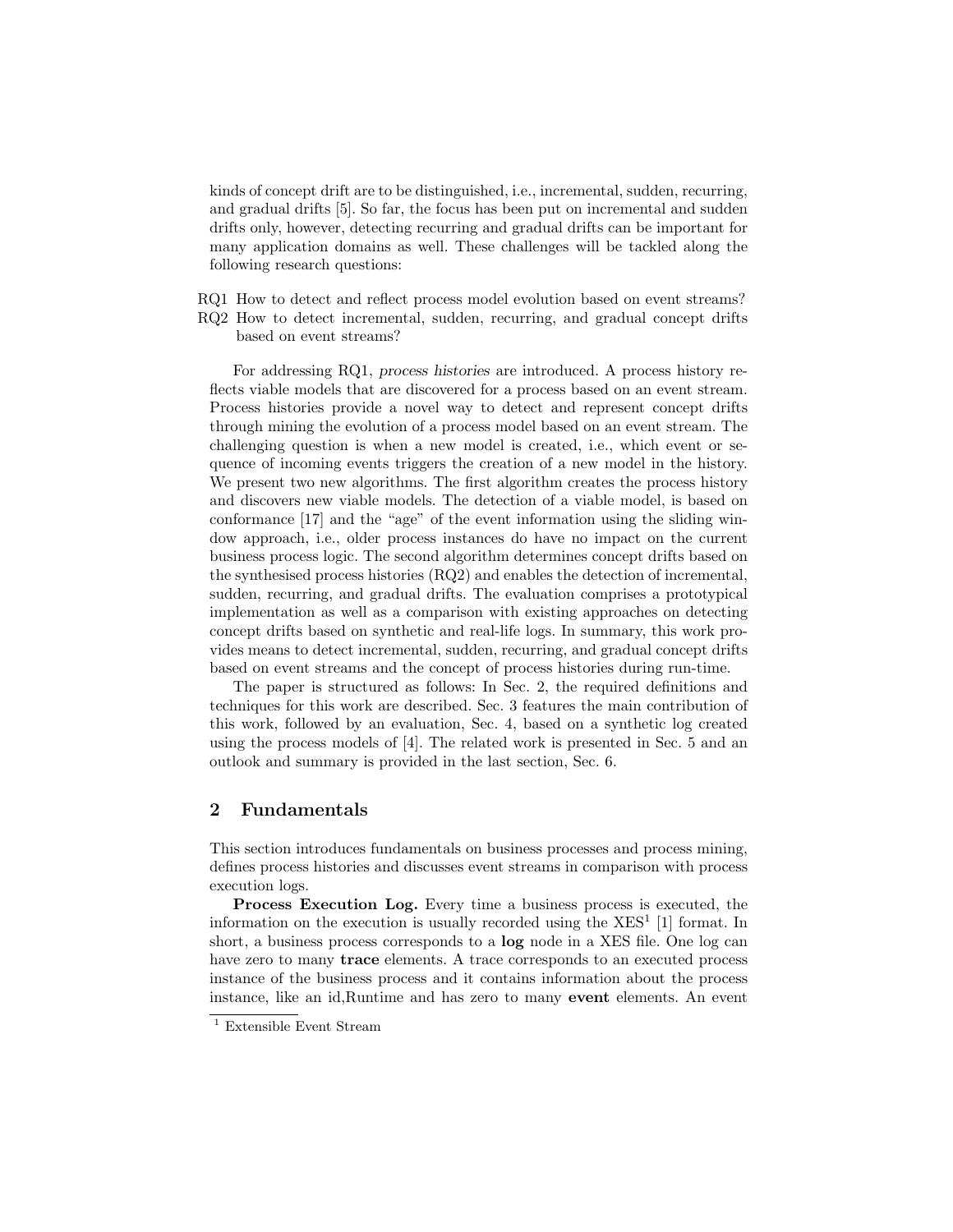kinds of concept drift are to be distinguished, i.e., incremental, sudden, recurring, and gradual drifts [5]. So far, the focus has been put on incremental and sudden drifts only, however, detecting recurring and gradual drifts can be important for many application domains as well. These challenges will be tackled along the following research questions:

- RQ1 How to detect and reflect process model evolution based on event streams?
- RQ2 How to detect incremental, sudden, recurring, and gradual concept drifts based on event streams?

For addressing RQ1, *process histories* are introduced. A process history reflects viable models that are discovered for a process based on an event stream. Process histories provide a novel way to detect and represent concept drifts through mining the evolution of a process model based on an event stream. The challenging question is when a new model is created, i.e., which event or sequence of incoming events triggers the creation of a new model in the history. We present two new algorithms. The first algorithm creates the process history and discovers new viable models. The detection of a viable model, is based on conformance [17] and the "age" of the event information using the sliding window approach, i.e., older process instances do have no impact on the current business process logic. The second algorithm determines concept drifts based on the synthesised process histories (RQ2) and enables the detection of incremental, sudden, recurring, and gradual drifts. The evaluation comprises a prototypical implementation as well as a comparison with existing approaches on detecting concept drifts based on synthetic and real-life logs. In summary, this work provides means to detect incremental, sudden, recurring, and gradual concept drifts based on event streams and the concept of process histories during run-time.

The paper is structured as follows: In Sec. 2, the required definitions and techniques for this work are described. Sec. 3 features the main contribution of this work, followed by an evaluation, Sec. 4, based on a synthetic log created using the process models of [4]. The related work is presented in Sec. 5 and an outlook and summary is provided in the last section, Sec. 6.

## 2 Fundamentals

This section introduces fundamentals on business processes and process mining, defines process histories and discusses event streams in comparison with process execution logs.

**Process Execution Log.** Every time a business process is executed, the information on the execution is usually recorded using the XES[1] [1] format. In short, a business process corresponds to a **log** node in a XES file. One log can have zero to many **trace** elements. A trace corresponds to an executed process instance of the business process and it contains information about the process instance, like an id,Runtime and has zero to many **event** elements. An event

[1] Extensible Event Stream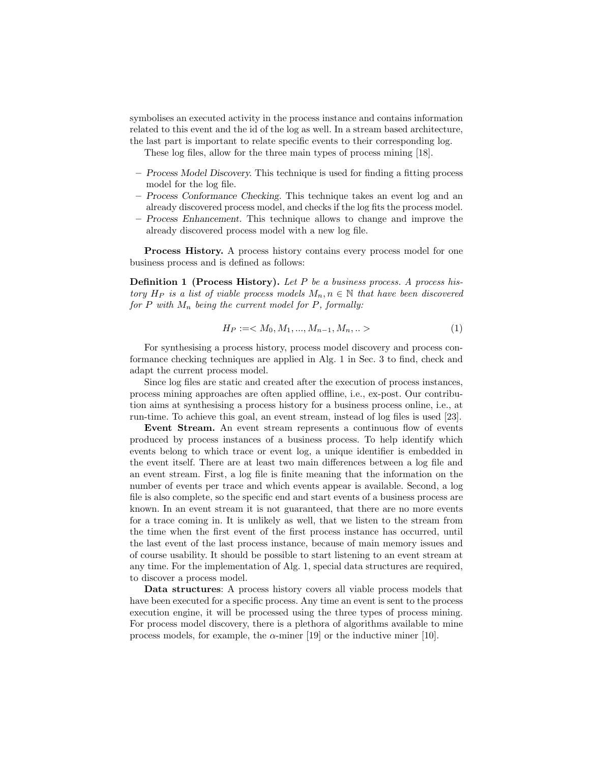symbolises an executed activity in the process instance and contains information related to this event and the id of the log as well. In a stream based architecture, the last part is important to relate specific events to their corresponding log.

These log files, allow for the three main types of process mining [18].

- *Process Model Discovery.* This technique is used for finding a fitting process model for the log file.
- *Process Conformance Checking.* This technique takes an event log and an already discovered process model, and checks if the log fits the process model.
- *Process Enhancement.* This technique allows to change and improve the already discovered process model with a new log file.

**Process History.** A process history contains every process model for one business process and is defined as follows:

**Definition 1 (Process History).** *Let $P$ be a business process. A process history $H_P$ is a list of viable process models $M_n, n \in \mathbb{N}$ that have been discovered for $P$ with $M_n$ being the current model for $P$, formally:*

$$H_P := < M_0, M_1, ..., M_{n-1}, M_n, .. > \tag{1}$$

For synthesising a process history, process model discovery and process conformance checking techniques are applied in Alg. 1 in Sec. 3 to find, check and adapt the current process model.

Since log files are static and created after the execution of process instances, process mining approaches are often applied offline, i.e., ex-post. Our contribution aims at synthesising a process history for a business process online, i.e., at run-time. To achieve this goal, an event stream, instead of log files is used [23].

**Event Stream.** An event stream represents a continuous flow of events produced by process instances of a business process. To help identify which events belong to which trace or event log, a unique identifier is embedded in the event itself. There are at least two main differences between a log file and an event stream. First, a log file is finite meaning that the information on the number of events per trace and which events appear is available. Second, a log file is also complete, so the specific end and start events of a business process are known. In an event stream it is not guaranteed, that there are no more events for a trace coming in. It is unlikely as well, that we listen to the stream from the time when the first event of the first process instance has occurred, until the last event of the last process instance, because of main memory issues and of course usability. It should be possible to start listening to an event stream at any time. For the implementation of Alg. 1, special data structures are required, to discover a process model.

**Data structures**: A process history covers all viable process models that have been executed for a specific process. Any time an event is sent to the process execution engine, it will be processed using the three types of process mining. For process model discovery, there is a plethora of algorithms available to mine process models, for example, the $\alpha$-miner [19] or the inductive miner [10].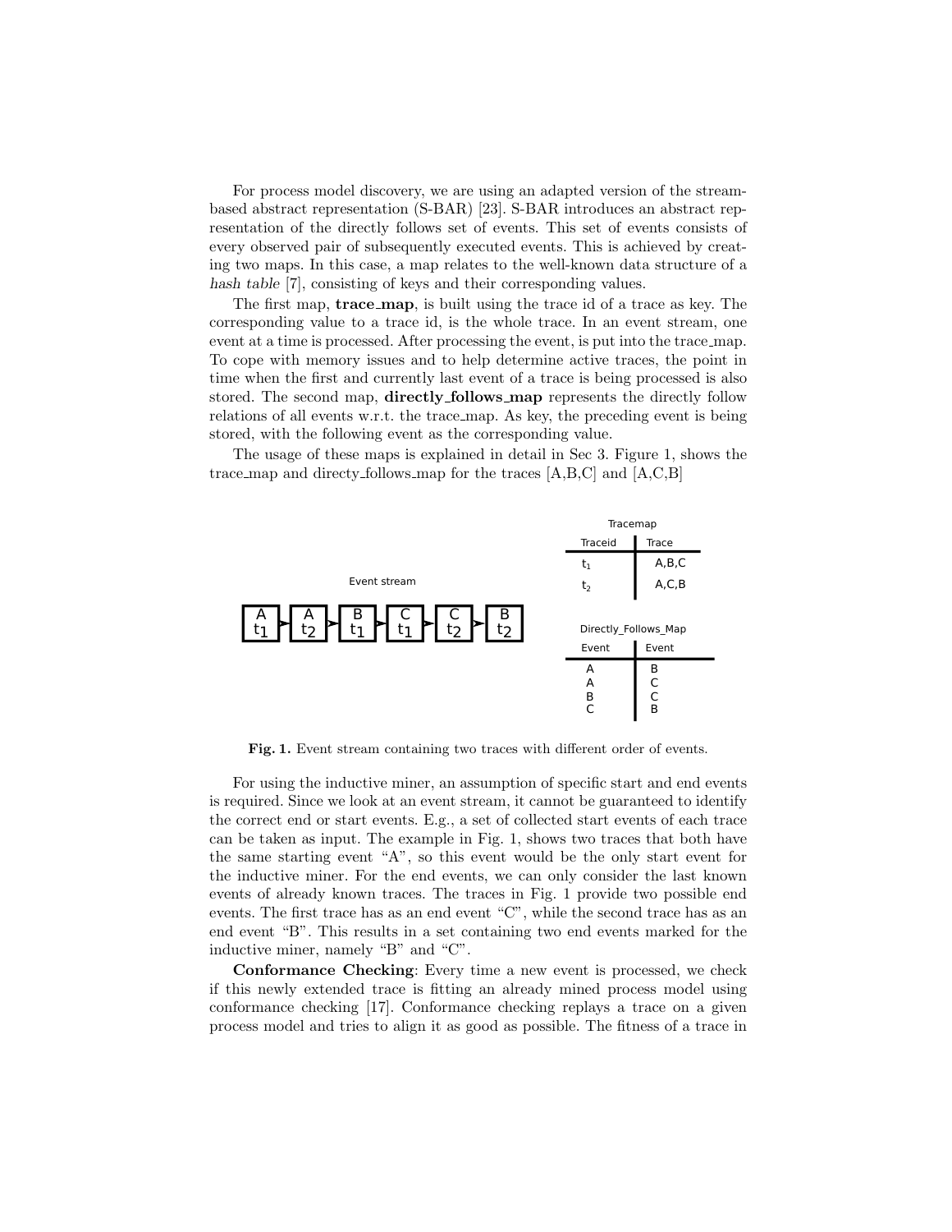For process model discovery, we are using an adapted version of the stream-based abstract representation (S-BAR) [23]. S-BAR introduces an abstract representation of the directly follows set of events. This set of events consists of every observed pair of subsequently executed events. This is achieved by creating two maps. In this case, a map relates to the well-known data structure of a *hash table* [7], consisting of keys and their corresponding values.

The first map, **trace_map**, is built using the trace id of a trace as key. The corresponding value to a trace id, is the whole trace. In an event stream, one event at a time is processed. After processing the event, is put into the trace_map. To cope with memory issues and to help determine active traces, the point in time when the first and currently last event of a trace is being processed is also stored. The second map, **directly_follows_map** represents the directly follow relations of all events w.r.t. the trace_map. As key, the preceding event is being stored, with the following event as the corresponding value.

The usage of these maps is explained in detail in Sec 3. Figure 1, shows the trace_map and directy_follows_map for the traces [A,B,C] and [A,C,B]

Event stream

A $t_1$ → A $t_2$ → B $t_1$ → C $t_1$ → C $t_2$ → B $t_2$

Tracemap

| Traceid | Trace |
|---|---|
| $t_1$ | A,B,C |
| $t_2$ | A,C,B |

Directly_Follows_Map

| Event | Event |
|---|---|
| A | B |
| A | C |
| B | C |
| C | B |

**Fig. 1.** Event stream containing two traces with different order of events.

For using the inductive miner, an assumption of specific start and end events is required. Since we look at an event stream, it cannot be guaranteed to identify the correct end or start events. E.g., a set of collected start events of each trace can be taken as input. The example in Fig. 1, shows two traces that both have the same starting event "A", so this event would be the only start event for the inductive miner. For the end events, we can only consider the last known events of already known traces. The traces in Fig. 1 provide two possible end events. The first trace has as an end event "C", while the second trace has as an end event "B". This results in a set containing two end events marked for the inductive miner, namely "B" and "C".

**Conformance Checking**: Every time a new event is processed, we check if this newly extended trace is fitting an already mined process model using conformance checking [17]. Conformance checking replays a trace on a given process model and tries to align it as good as possible. The fitness of a trace in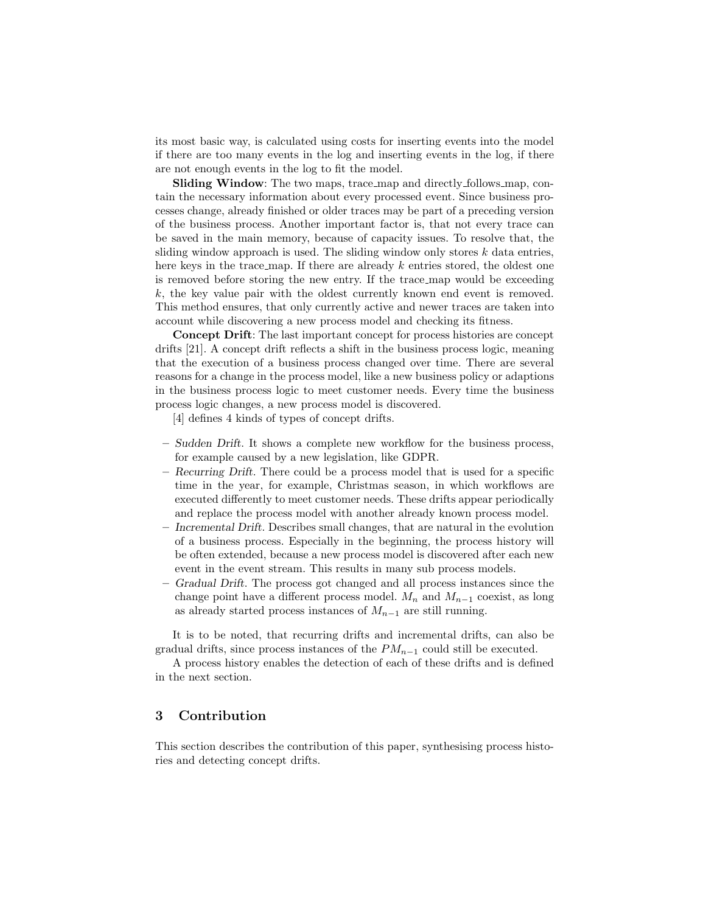its most basic way, is calculated using costs for inserting events into the model if there are too many events in the log and inserting events in the log, if there are not enough events in the log to fit the model.

**Sliding Window**: The two maps, trace_map and directly_follows_map, contain the necessary information about every processed event. Since business processes change, already finished or older traces may be part of a preceding version of the business process. Another important factor is, that not every trace can be saved in the main memory, because of capacity issues. To resolve that, the sliding window approach is used. The sliding window only stores $k$ data entries, here keys in the trace_map. If there are already $k$ entries stored, the oldest one is removed before storing the new entry. If the trace_map would be exceeding $k$, the key value pair with the oldest currently known end event is removed. This method ensures, that only currently active and newer traces are taken into account while discovering a new process model and checking its fitness.

**Concept Drift**: The last important concept for process histories are concept drifts [21]. A concept drift reflects a shift in the business process logic, meaning that the execution of a business process changed over time. There are several reasons for a change in the process model, like a new business policy or adaptions in the business process logic to meet customer needs. Every time the business process logic changes, a new process model is discovered.

[4] defines 4 kinds of types of concept drifts.

- *Sudden Drift.* It shows a complete new workflow for the business process, for example caused by a new legislation, like GDPR.
- *Recurring Drift.* There could be a process model that is used for a specific time in the year, for example, Christmas season, in which workflows are executed differently to meet customer needs. These drifts appear periodically and replace the process model with another already known process model.
- *Incremental Drift.* Describes small changes, that are natural in the evolution of a business process. Especially in the beginning, the process history will be often extended, because a new process model is discovered after each new event in the event stream. This results in many sub process models.
- *Gradual Drift.* The process got changed and all process instances since the change point have a different process model. $M_n$ and $M_{n-1}$ coexist, as long as already started process instances of $M_{n-1}$ are still running.

It is to be noted, that recurring drifts and incremental drifts, can also be gradual drifts, since process instances of the $PM_{n-1}$ could still be executed.

A process history enables the detection of each of these drifts and is defined in the next section.

## 3 Contribution

This section describes the contribution of this paper, synthesising process histories and detecting concept drifts.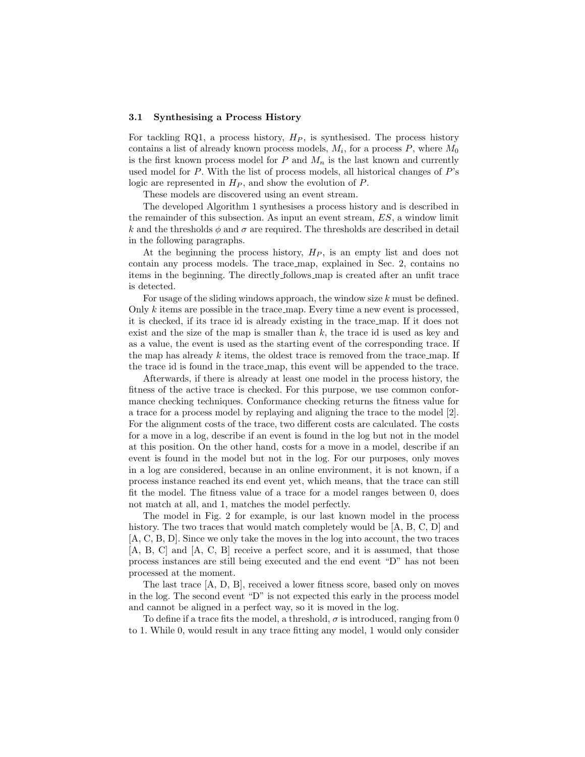### 3.1 Synthesising a Process History

For tackling RQ1, a process history, $H_P$, is synthesised. The process history contains a list of already known process models, $M_i$, for a process $P$, where $M_0$ is the first known process model for $P$ and $M_n$ is the last known and currently used model for $P$. With the list of process models, all historical changes of $P$'s logic are represented in $H_P$, and show the evolution of $P$.

These models are discovered using an event stream.

The developed Algorithm 1 synthesises a process history and is described in the remainder of this subsection. As input an event stream, $ES$, a window limit $k$ and the thresholds $\phi$ and $\sigma$ are required. The thresholds are described in detail in the following paragraphs.

At the beginning the process history, $H_P$, is an empty list and does not contain any process models. The trace_map, explained in Sec. 2, contains no items in the beginning. The directly_follows_map is created after an unfit trace is detected.

For usage of the sliding windows approach, the window size $k$ must be defined. Only $k$ items are possible in the trace_map. Every time a new event is processed, it is checked, if its trace id is already existing in the trace_map. If it does not exist and the size of the map is smaller than $k$, the trace id is used as key and as a value, the event is used as the starting event of the corresponding trace. If the map has already $k$ items, the oldest trace is removed from the trace_map. If the trace id is found in the trace_map, this event will be appended to the trace.

Afterwards, if there is already at least one model in the process history, the fitness of the active trace is checked. For this purpose, we use common conformance checking techniques. Conformance checking returns the fitness value for a trace for a process model by replaying and aligning the trace to the model [2]. For the alignment costs of the trace, two different costs are calculated. The costs for a move in a log, describe if an event is found in the log but not in the model at this position. On the other hand, costs for a move in a model, describe if an event is found in the model but not in the log. For our purposes, only moves in a log are considered, because in an online environment, it is not known, if a process instance reached its end event yet, which means, that the trace can still fit the model. The fitness value of a trace for a model ranges between 0, does not match at all, and 1, matches the model perfectly.

The model in Fig. 2 for example, is our last known model in the process history. The two traces that would match completely would be [A, B, C, D] and [A, C, B, D]. Since we only take the moves in the log into account, the two traces [A, B, C] and [A, C, B] receive a perfect score, and it is assumed, that those process instances are still being executed and the end event "D" has not been processed at the moment.

The last trace [A, D, B], received a lower fitness score, based only on moves in the log. The second event "D" is not expected this early in the process model and cannot be aligned in a perfect way, so it is moved in the log.

To define if a trace fits the model, a threshold, $\sigma$ is introduced, ranging from 0 to 1. While 0, would result in any trace fitting any model, 1 would only consider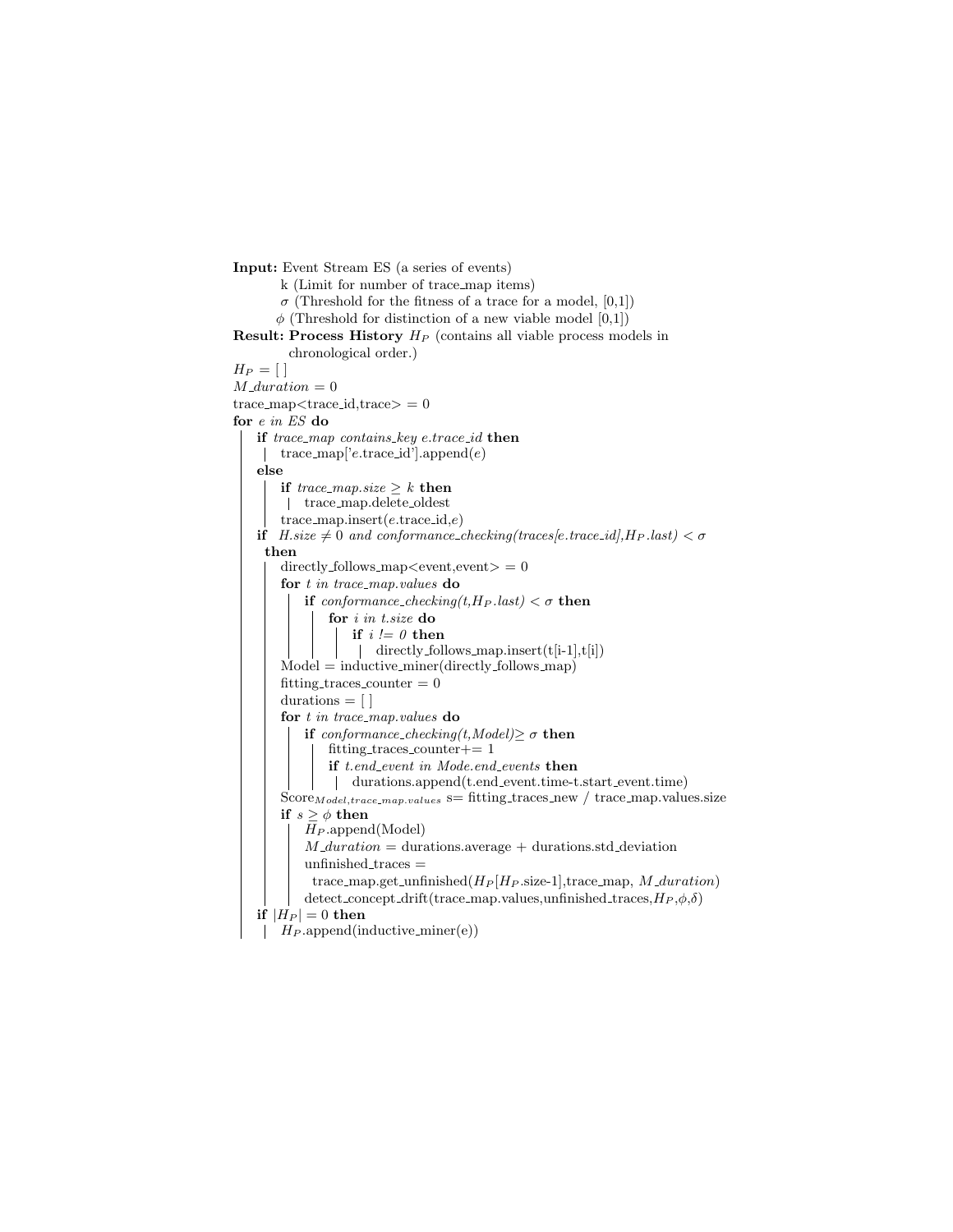**Input:** Event Stream ES (a series of events)
  k (Limit for number of trace_map items)
  $\sigma$ (Threshold for the fitness of a trace for a model, [0,1])
  $\phi$ (Threshold for distinction of a new viable model [0,1])
**Result:** **Process History** $H_P$ (contains all viable process models in chronological order.)

```
H_P = [ ]
M_duration = 0
trace_map<trace_id,trace> = 0
for e in ES do
    if trace_map contains_key e.trace_id then
        trace_map['e.trace_id'].append(e)
    else
        if trace_map.size ≥ k then
            trace_map.delete_oldest
        trace_map.insert(e.trace_id,e)
    if H.size ≠ 0 and conformance_checking(traces[e.trace_id],H_P.last) < σ
     then
        directly_follows_map<event,event> = 0
        for t in trace_map.values do
            if conformance_checking(t,H_P.last) < σ then
                for i in t.size do
                    if i != 0 then
                        directly_follows_map.insert(t[i-1],t[i])
        Model = inductive_miner(directly_follows_map)
        fitting_traces_counter = 0
        durations = [ ]
        for t in trace_map.values do
            if conformance_checking(t,Model)≥ σ then
                fitting_traces_counter+= 1
                if t.end_event in Mode.end_events then
                    durations.append(t.end_event.time-t.start_event.time)
        Score_{Model,trace_map.values} s= fitting_traces_new / trace_map.values.size
        if s ≥ φ then
            H_P.append(Model)
            M_duration = durations.average + durations.std_deviation
            unfinished_traces =
              trace_map.get_unfinished(H_P[H_P.size-1],trace_map, M_duration)
            detect_concept_drift(trace_map.values,unfinished_traces,H_P,φ,δ)
    if |H_P| = 0 then
        H_P.append(inductive_miner(e))
```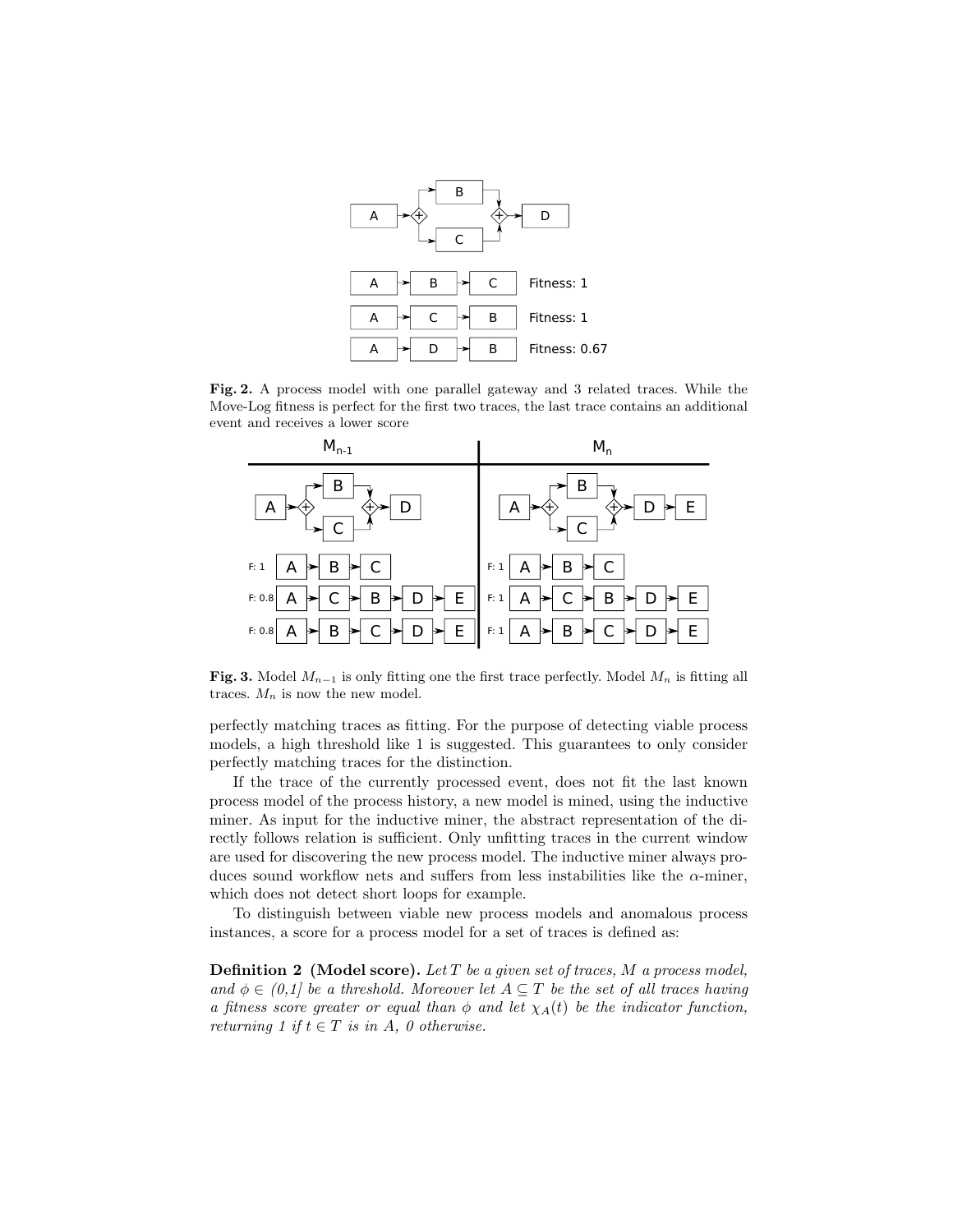**Fig. 2.** A process model with one parallel gateway and 3 related traces. While the Move-Log fitness is perfect for the first two traces, the last trace contains an additional event and receives a lower score

**Fig. 3.** Model $M_{n-1}$ is only fitting one the first trace perfectly. Model $M_n$ is fitting all traces. $M_n$ is now the new model.

perfectly matching traces as fitting. For the purpose of detecting viable process models, a high threshold like 1 is suggested. This guarantees to only consider perfectly matching traces for the distinction.

If the trace of the currently processed event, does not fit the last known process model of the process history, a new model is mined, using the inductive miner. As input for the inductive miner, the abstract representation of the directly follows relation is sufficient. Only unfitting traces in the current window are used for discovering the new process model. The inductive miner always produces sound workflow nets and suffers from less instabilities like the $\alpha$-miner, which does not detect short loops for example.

To distinguish between viable new process models and anomalous process instances, a score for a process model for a set of traces is defined as:

**Definition 2 (Model score).** *Let $T$ be a given set of traces, $M$ a process model, and $\phi \in (0,1]$ be a threshold. Moreover let $A \subseteq T$ be the set of all traces having a fitness score greater or equal than $\phi$ and let $\chi_A(t)$ be the indicator function, returning 1 if $t \in T$ is in $A$, 0 otherwise.*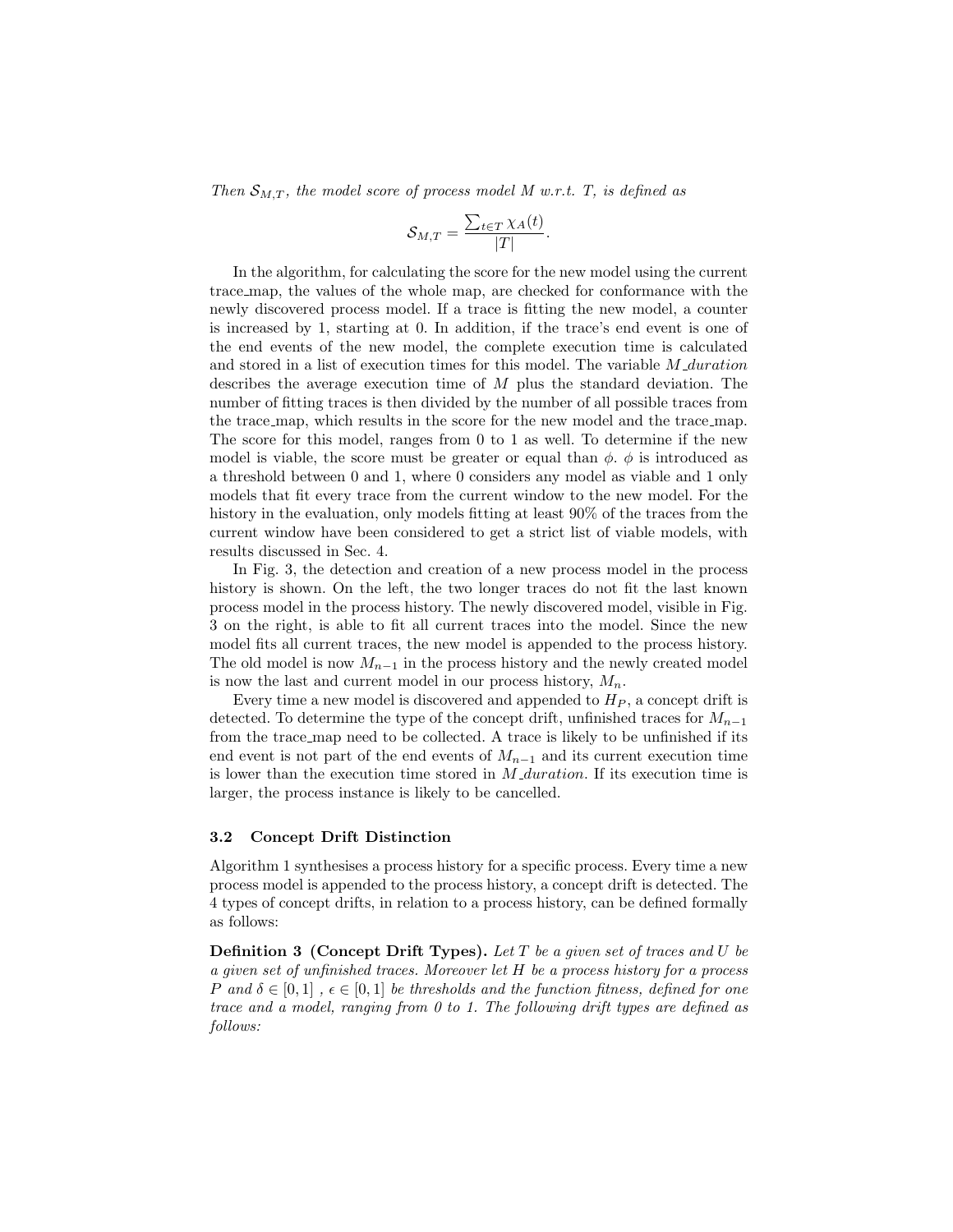*Then $\mathcal{S}_{M,T}$, the model score of process model M w.r.t. T, is defined as*

$$\mathcal{S}_{M,T} = \frac{\sum_{t \in T} \chi_A(t)}{|T|}.$$

In the algorithm, for calculating the score for the new model using the current trace_map, the values of the whole map, are checked for conformance with the newly discovered process model. If a trace is fitting the new model, a counter is increased by 1, starting at 0. In addition, if the trace's end event is one of the end events of the new model, the complete execution time is calculated and stored in a list of execution times for this model. The variable *M_duration* describes the average execution time of $M$ plus the standard deviation. The number of fitting traces is then divided by the number of all possible traces from the trace_map, which results in the score for the new model and the trace_map. The score for this model, ranges from 0 to 1 as well. To determine if the new model is viable, the score must be greater or equal than $\phi$. $\phi$ is introduced as a threshold between 0 and 1, where 0 considers any model as viable and 1 only models that fit every trace from the current window to the new model. For the history in the evaluation, only models fitting at least 90% of the traces from the current window have been considered to get a strict list of viable models, with results discussed in Sec. 4.

In Fig. 3, the detection and creation of a new process model in the process history is shown. On the left, the two longer traces do not fit the last known process model in the process history. The newly discovered model, visible in Fig. 3 on the right, is able to fit all current traces into the model. Since the new model fits all current traces, the new model is appended to the process history. The old model is now $M_{n-1}$ in the process history and the newly created model is now the last and current model in our process history, $M_n$.

Every time a new model is discovered and appended to $H_P$, a concept drift is detected. To determine the type of the concept drift, unfinished traces for $M_{n-1}$ from the trace_map need to be collected. A trace is likely to be unfinished if its end event is not part of the end events of $M_{n-1}$ and its current execution time is lower than the execution time stored in *M_duration*. If its execution time is larger, the process instance is likely to be cancelled.

### 3.2 Concept Drift Distinction

Algorithm 1 synthesises a process history for a specific process. Every time a new process model is appended to the process history, a concept drift is detected. The 4 types of concept drifts, in relation to a process history, can be defined formally as follows:

**Definition 3 (Concept Drift Types).** *Let $T$ be a given set of traces and $U$ be a given set of unfinished traces. Moreover let $H$ be a process history for a process $P$ and $\delta \in [0, 1]$ , $\epsilon \in [0, 1]$ be thresholds and the function fitness, defined for one trace and a model, ranging from 0 to 1. The following drift types are defined as follows:*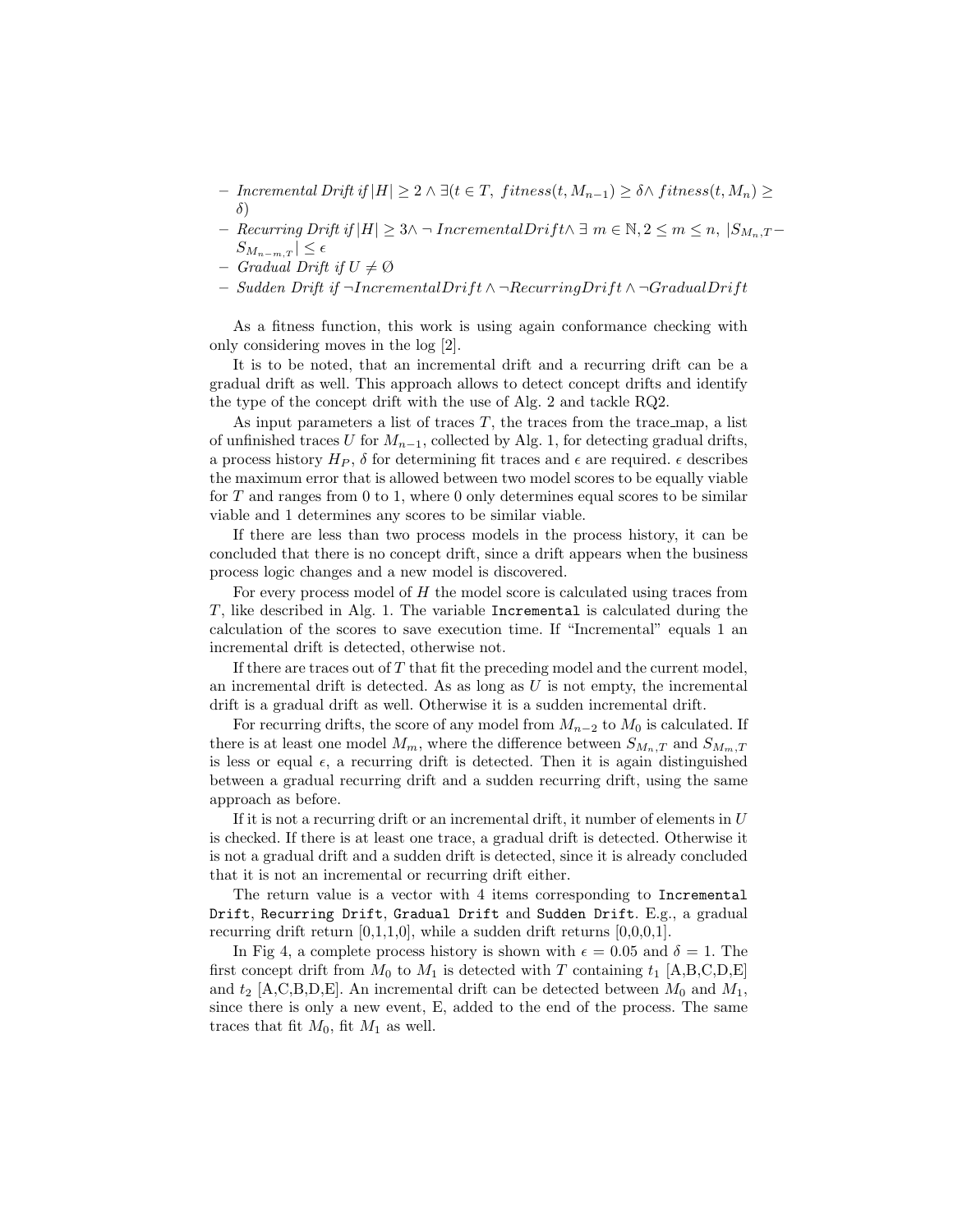- *Incremental Drift if* $|H| \geq 2 \wedge \exists(t \in T,\ fitness(t, M_{n-1}) \geq \delta \wedge fitness(t, M_n) \geq \delta)$
- *Recurring Drift if* $|H| \geq 3 \wedge \neg\ IncrementalDrift \wedge \exists\ m \in \mathbb{N}, 2 \leq m \leq n,\ |S_{M_n,T} - S_{M_{n-m},T}| \leq \epsilon$
- *Gradual Drift if* $U \neq \emptyset$
- *Sudden Drift if* $\neg IncrementalDrift \wedge \neg RecurringDrift \wedge \neg GradualDrift$

As a fitness function, this work is using again conformance checking with only considering moves in the log [2].

It is to be noted, that an incremental drift and a recurring drift can be a gradual drift as well. This approach allows to detect concept drifts and identify the type of the concept drift with the use of Alg. 2 and tackle RQ2.

As input parameters a list of traces $T$, the traces from the trace_map, a list of unfinished traces $U$ for $M_{n-1}$, collected by Alg. 1, for detecting gradual drifts, a process history $H_P$, $\delta$ for determining fit traces and $\epsilon$ are required. $\epsilon$ describes the maximum error that is allowed between two model scores to be equally viable for $T$ and ranges from 0 to 1, where 0 only determines equal scores to be similar viable and 1 determines any scores to be similar viable.

If there are less than two process models in the process history, it can be concluded that there is no concept drift, since a drift appears when the business process logic changes and a new model is discovered.

For every process model of $H$ the model score is calculated using traces from $T$, like described in Alg. 1. The variable `Incremental` is calculated during the calculation of the scores to save execution time. If "Incremental" equals 1 an incremental drift is detected, otherwise not.

If there are traces out of $T$ that fit the preceding model and the current model, an incremental drift is detected. As as long as $U$ is not empty, the incremental drift is a gradual drift as well. Otherwise it is a sudden incremental drift.

For recurring drifts, the score of any model from $M_{n-2}$ to $M_0$ is calculated. If there is at least one model $M_m$, where the difference between $S_{M_n,T}$ and $S_{M_m,T}$ is less or equal $\epsilon$, a recurring drift is detected. Then it is again distinguished between a gradual recurring drift and a sudden recurring drift, using the same approach as before.

If it is not a recurring drift or an incremental drift, it number of elements in $U$ is checked. If there is at least one trace, a gradual drift is detected. Otherwise it is not a gradual drift and a sudden drift is detected, since it is already concluded that it is not an incremental or recurring drift either.

The return value is a vector with 4 items corresponding to `Incremental Drift`, `Recurring Drift`, `Gradual Drift` and `Sudden Drift`. E.g., a gradual recurring drift return [0,1,1,0], while a sudden drift returns [0,0,0,1].

In Fig 4, a complete process history is shown with $\epsilon = 0.05$ and $\delta = 1$. The first concept drift from $M_0$ to $M_1$ is detected with $T$ containing $t_1$ [A,B,C,D,E] and $t_2$ [A,C,B,D,E]. An incremental drift can be detected between $M_0$ and $M_1$, since there is only a new event, E, added to the end of the process. The same traces that fit $M_0$, fit $M_1$ as well.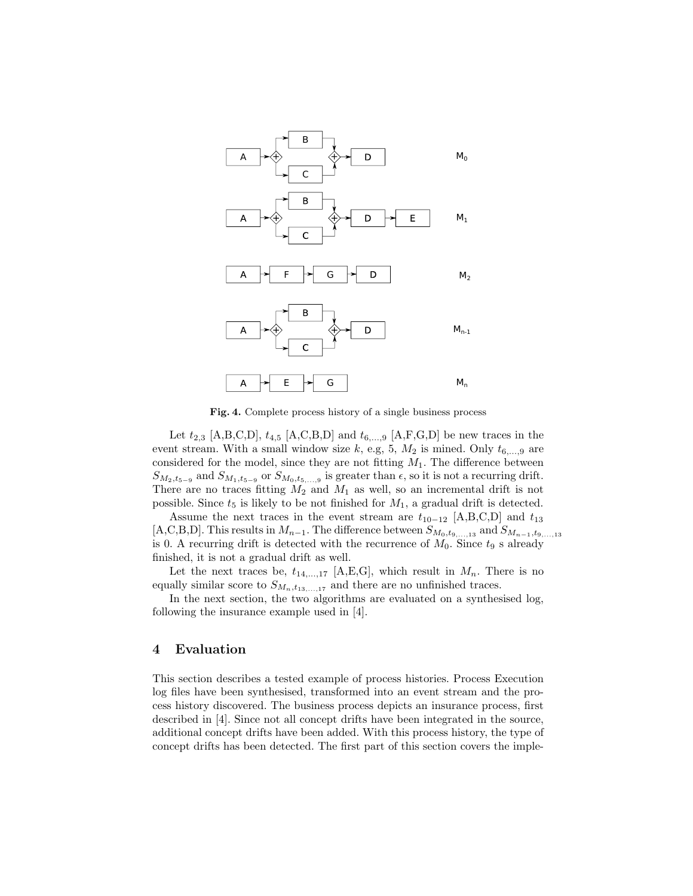**Fig. 4.** Complete process history of a single business process

Let $t_{2,3}$ [A,B,C,D], $t_{4,5}$ [A,C,B,D] and $t_{6,...,9}$ [A,F,G,D] be new traces in the event stream. With a small window size $k$, e.g, 5, $M_2$ is mined. Only $t_{6,...,9}$ are considered for the model, since they are not fitting $M_1$. The difference between $S_{M_2,t_{5-9}}$ and $S_{M_1,t_{5-9}}$ or $S_{M_0,t_{5,...,9}}$ is greater than $\epsilon$, so it is not a recurring drift. There are no traces fitting $M_2$ and $M_1$ as well, so an incremental drift is not possible. Since $t_5$ is likely to be not finished for $M_1$, a gradual drift is detected.

Assume the next traces in the event stream are $t_{10-12}$ [A,B,C,D] and $t_{13}$ [A,C,B,D]. This results in $M_{n-1}$. The difference between $S_{M_0,t_{9,...,13}}$ and $S_{M_{n-1},t_{9,...,13}}$ is 0. A recurring drift is detected with the recurrence of $M_0$. Since $t_9$ s already finished, it is not a gradual drift as well.

Let the next traces be, $t_{14,...,17}$ [A,E,G], which result in $M_n$. There is no equally similar score to $S_{M_n,t_{13,...,17}}$ and there are no unfinished traces.

In the next section, the two algorithms are evaluated on a synthesised log, following the insurance example used in [4].

## 4 Evaluation

This section describes a tested example of process histories. Process Execution log files have been synthesised, transformed into an event stream and the process history discovered. The business process depicts an insurance process, first described in [4]. Since not all concept drifts have been integrated in the source, additional concept drifts have been added. With this process history, the type of concept drifts has been detected. The first part of this section covers the imple-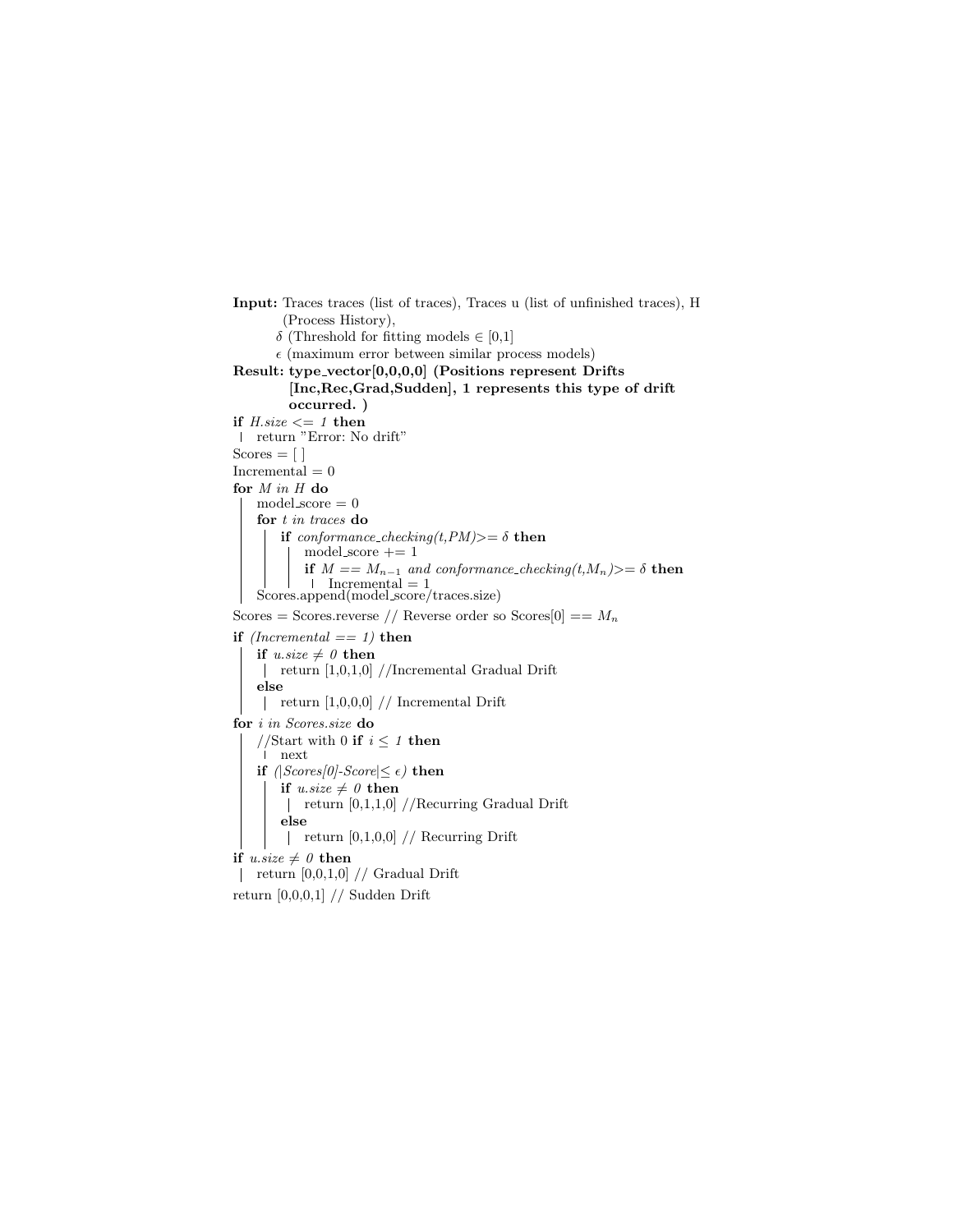**Input:** Traces traces (list of traces), Traces u (list of unfinished traces), H (Process History),
$\delta$ (Threshold for fitting models $\in$ [0,1]
$\epsilon$ (maximum error between similar process models)

**Result: type_vector[0,0,0,0] (Positions represent Drifts [Inc,Rec,Grad,Sudden], 1 represents this type of drift occurred. )**

```
if H.size <= 1 then
 | return "Error: No drift"
Scores = [ ]
Incremental = 0
for M in H do
 |  model_score = 0
 |  for t in traces do
 |   |  if conformance_checking(t,PM)>= δ then
 |   |   |  model_score += 1
 |   |   |  if M == M_{n-1} and conformance_checking(t,M_n)>= δ then
 |   |   |   |  Incremental = 1
 |  Scores.append(model_score/traces.size)
Scores = Scores.reverse // Reverse order so Scores[0] == M_n
if (Incremental == 1) then
 |  if u.size ≠ 0 then
 |   |  return [1,0,1,0] //Incremental Gradual Drift
 |  else
 |   |  return [1,0,0,0] // Incremental Drift
for i in Scores.size do
 |  //Start with 0 if i ≤ 1 then
 |   |  next
 |  if (|Scores[0]-Score|≤ ε) then
 |   |  if u.size ≠ 0 then
 |   |   |  return [0,1,1,0] //Recurring Gradual Drift
 |   |  else
 |   |   |  return [0,1,0,0] // Recurring Drift
if u.size ≠ 0 then
 |  return [0,0,1,0] // Gradual Drift
return [0,0,0,1] // Sudden Drift
```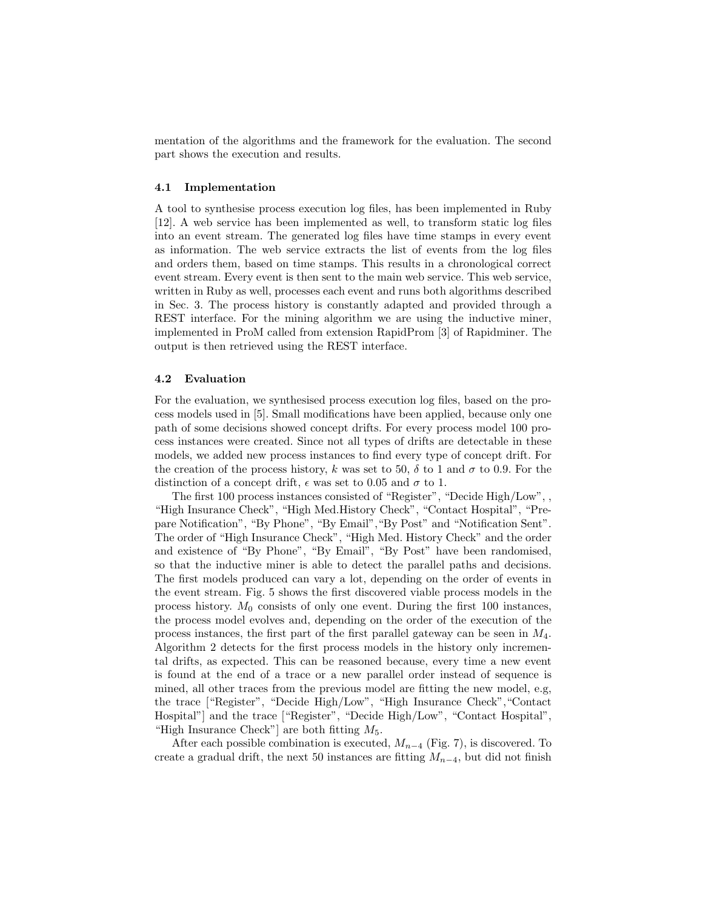mentation of the algorithms and the framework for the evaluation. The second part shows the execution and results.

### 4.1 Implementation

A tool to synthesise process execution log files, has been implemented in Ruby [12]. A web service has been implemented as well, to transform static log files into an event stream. The generated log files have time stamps in every event as information. The web service extracts the list of events from the log files and orders them, based on time stamps. This results in a chronological correct event stream. Every event is then sent to the main web service. This web service, written in Ruby as well, processes each event and runs both algorithms described in Sec. 3. The process history is constantly adapted and provided through a REST interface. For the mining algorithm we are using the inductive miner, implemented in ProM called from extension RapidProm [3] of Rapidminer. The output is then retrieved using the REST interface.

### 4.2 Evaluation

For the evaluation, we synthesised process execution log files, based on the process models used in [5]. Small modifications have been applied, because only one path of some decisions showed concept drifts. For every process model 100 process instances were created. Since not all types of drifts are detectable in these models, we added new process instances to find every type of concept drift. For the creation of the process history, $k$ was set to 50, $\delta$ to 1 and $\sigma$ to 0.9. For the distinction of a concept drift, $\epsilon$ was set to 0.05 and $\sigma$ to 1.

The first 100 process instances consisted of "Register", "Decide High/Low", , "High Insurance Check", "High Med.History Check", "Contact Hospital", "Prepare Notification", "By Phone", "By Email","By Post" and "Notification Sent". The order of "High Insurance Check", "High Med. History Check" and the order and existence of "By Phone", "By Email", "By Post" have been randomised, so that the inductive miner is able to detect the parallel paths and decisions. The first models produced can vary a lot, depending on the order of events in the event stream. Fig. 5 shows the first discovered viable process models in the process history. $M_0$ consists of only one event. During the first 100 instances, the process model evolves and, depending on the order of the execution of the process instances, the first part of the first parallel gateway can be seen in $M_4$. Algorithm 2 detects for the first process models in the history only incremental drifts, as expected. This can be reasoned because, every time a new event is found at the end of a trace or a new parallel order instead of sequence is mined, all other traces from the previous model are fitting the new model, e.g, the trace ["Register", "Decide High/Low", "High Insurance Check","Contact Hospital"] and the trace ["Register", "Decide High/Low", "Contact Hospital", "High Insurance Check"] are both fitting $M_5$.

After each possible combination is executed, $M_{n-4}$ (Fig. 7), is discovered. To create a gradual drift, the next 50 instances are fitting $M_{n-4}$, but did not finish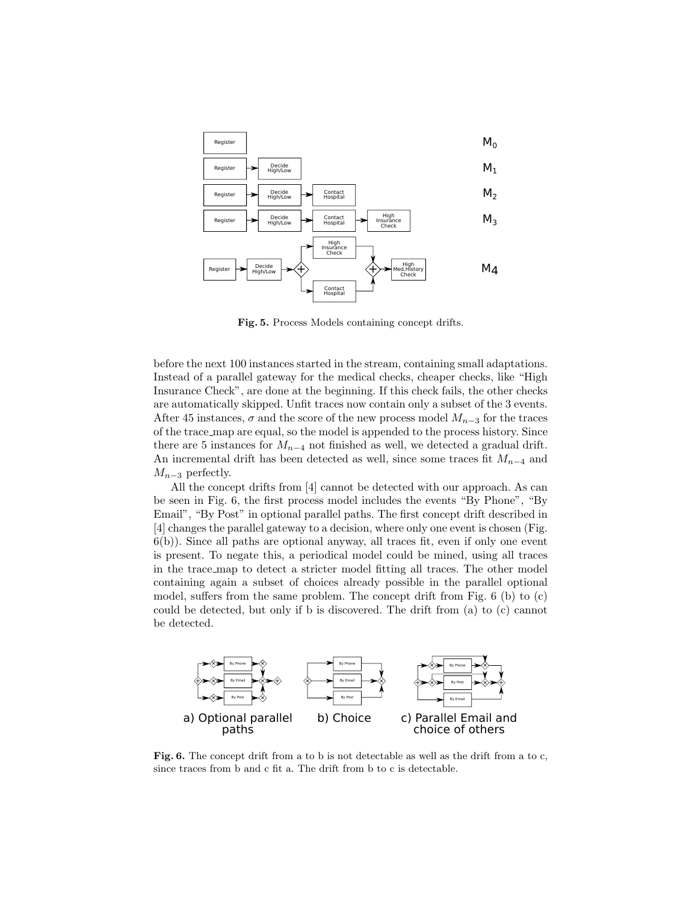**Fig. 5.** Process Models containing concept drifts.

before the next 100 instances started in the stream, containing small adaptations. Instead of a parallel gateway for the medical checks, cheaper checks, like "High Insurance Check", are done at the beginning. If this check fails, the other checks are automatically skipped. Unfit traces now contain only a subset of the 3 events. After 45 instances, $\sigma$ and the score of the new process model $M_{n-3}$ for the traces of the trace_map are equal, so the model is appended to the process history. Since there are 5 instances for $M_{n-4}$ not finished as well, we detected a gradual drift. An incremental drift has been detected as well, since some traces fit $M_{n-4}$ and $M_{n-3}$ perfectly.

All the concept drifts from [4] cannot be detected with our approach. As can be seen in Fig. 6, the first process model includes the events "By Phone", "By Email", "By Post" in optional parallel paths. The first concept drift described in [4] changes the parallel gateway to a decision, where only one event is chosen (Fig. 6(b)). Since all paths are optional anyway, all traces fit, even if only one event is present. To negate this, a periodical model could be mined, using all traces in the trace_map to detect a stricter model fitting all traces. The other model containing again a subset of choices already possible in the parallel optional model, suffers from the same problem. The concept drift from Fig. 6 (b) to (c) could be detected, but only if b is discovered. The drift from (a) to (c) cannot be detected.

**Fig. 6.** The concept drift from a to b is not detectable as well as the drift from a to c, since traces from b and c fit a. The drift from b to c is detectable.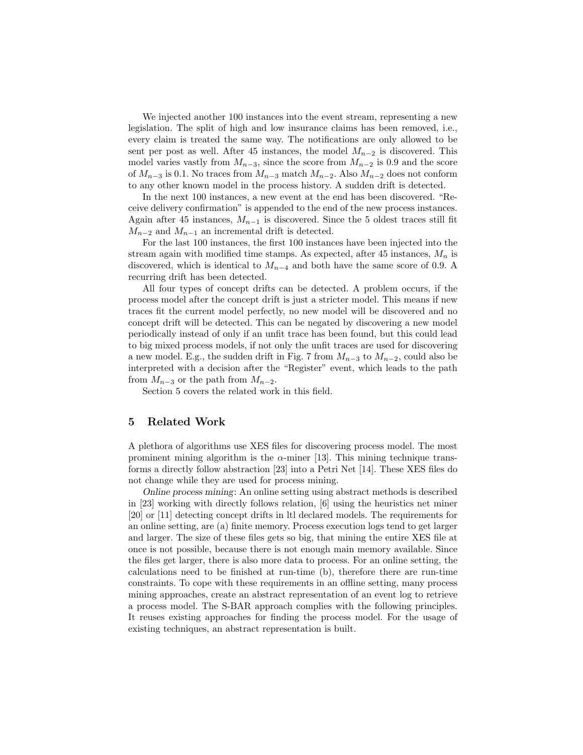We injected another 100 instances into the event stream, representing a new legislation. The split of high and low insurance claims has been removed, i.e., every claim is treated the same way. The notifications are only allowed to be sent per post as well. After 45 instances, the model $M_{n-2}$ is discovered. This model varies vastly from $M_{n-3}$, since the score from $M_{n-2}$ is 0.9 and the score of $M_{n-3}$ is 0.1. No traces from $M_{n-3}$ match $M_{n-2}$. Also $M_{n-2}$ does not conform to any other known model in the process history. A sudden drift is detected.

In the next 100 instances, a new event at the end has been discovered. "Receive delivery confirmation" is appended to the end of the new process instances. Again after 45 instances, $M_{n-1}$ is discovered. Since the 5 oldest traces still fit $M_{n-2}$ and $M_{n-1}$ an incremental drift is detected.

For the last 100 instances, the first 100 instances have been injected into the stream again with modified time stamps. As expected, after 45 instances, $M_n$ is discovered, which is identical to $M_{n-4}$ and both have the same score of 0.9. A recurring drift has been detected.

All four types of concept drifts can be detected. A problem occurs, if the process model after the concept drift is just a stricter model. This means if new traces fit the current model perfectly, no new model will be discovered and no concept drift will be detected. This can be negated by discovering a new model periodically instead of only if an unfit trace has been found, but this could lead to big mixed process models, if not only the unfit traces are used for discovering a new model. E.g., the sudden drift in Fig. 7 from $M_{n-3}$ to $M_{n-2}$, could also be interpreted with a decision after the "Register" event, which leads to the path from $M_{n-3}$ or the path from $M_{n-2}$.

Section 5 covers the related work in this field.

## 5 Related Work

A plethora of algorithms use XES files for discovering process model. The most prominent mining algorithm is the $\alpha$-miner [13]. This mining technique transforms a directly follow abstraction [23] into a Petri Net [14]. These XES files do not change while they are used for process mining.

*Online process mining*: An online setting using abstract methods is described in [23] working with directly follows relation, [6] using the heuristics net miner [20] or [11] detecting concept drifts in ltl declared models. The requirements for an online setting, are (a) finite memory. Process execution logs tend to get larger and larger. The size of these files gets so big, that mining the entire XES file at once is not possible, because there is not enough main memory available. Since the files get larger, there is also more data to process. For an online setting, the calculations need to be finished at run-time (b), therefore there are run-time constraints. To cope with these requirements in an offline setting, many process mining approaches, create an abstract representation of an event log to retrieve a process model. The S-BAR approach complies with the following principles. It reuses existing approaches for finding the process model. For the usage of existing techniques, an abstract representation is built.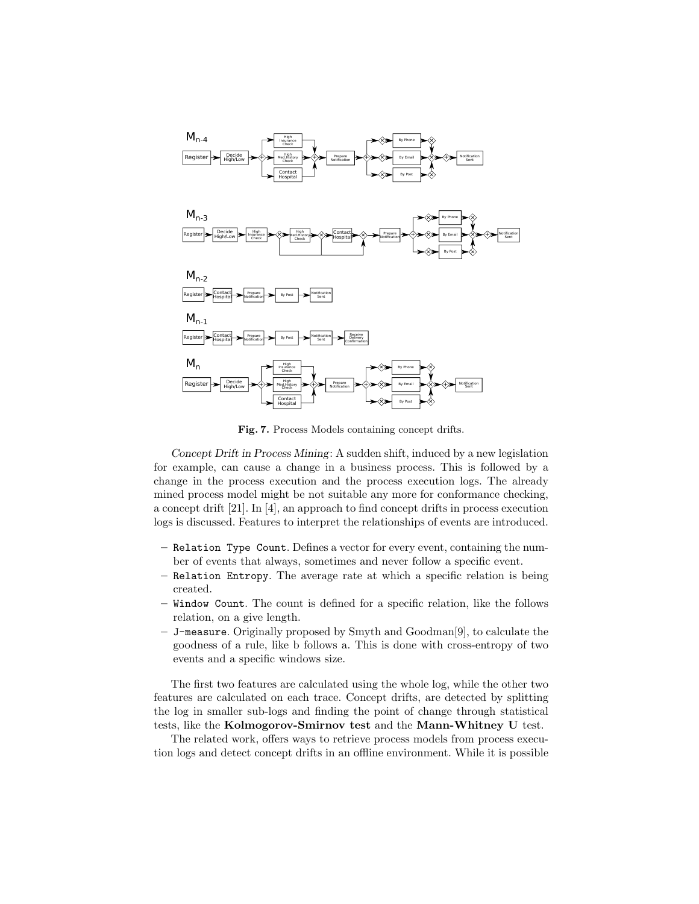**Fig. 7.** Process Models containing concept drifts.

*Concept Drift in Process Mining*: A sudden shift, induced by a new legislation for example, can cause a change in a business process. This is followed by a change in the process execution and the process execution logs. The already mined process model might be not suitable any more for conformance checking, a concept drift [21]. In [4], an approach to find concept drifts in process execution logs is discussed. Features to interpret the relationships of events are introduced.

- `Relation Type Count`. Defines a vector for every event, containing the number of events that always, sometimes and never follow a specific event.
- `Relation Entropy`. The average rate at which a specific relation is being created.
- `Window Count`. The count is defined for a specific relation, like the follows relation, on a give length.
- `J-measure`. Originally proposed by Smyth and Goodman[9], to calculate the goodness of a rule, like b follows a. This is done with cross-entropy of two events and a specific windows size.

The first two features are calculated using the whole log, while the other two features are calculated on each trace. Concept drifts, are detected by splitting the log in smaller sub-logs and finding the point of change through statistical tests, like the **Kolmogorov-Smirnov test** and the **Mann-Whitney U** test.

The related work, offers ways to retrieve process models from process execution logs and detect concept drifts in an offline environment. While it is possible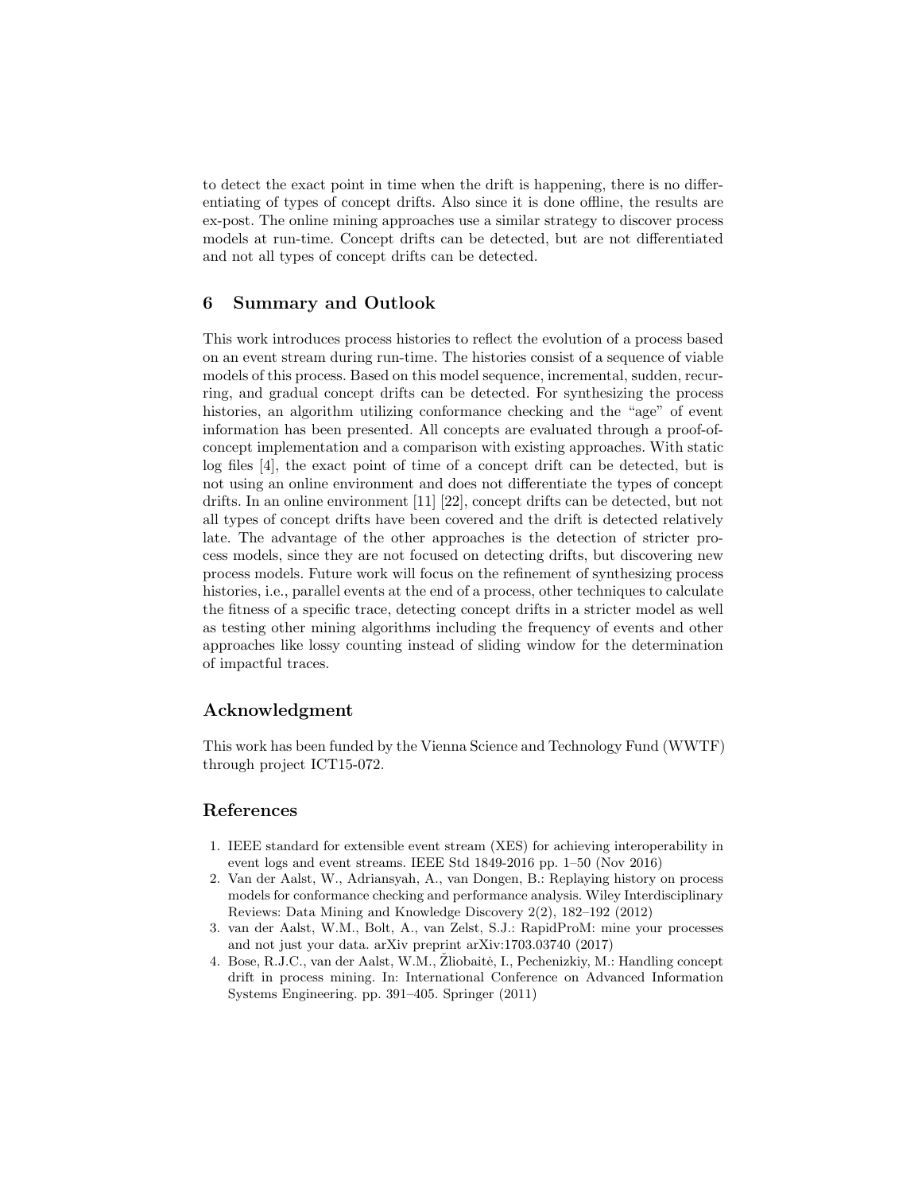to detect the exact point in time when the drift is happening, there is no differentiating of types of concept drifts. Also since it is done offline, the results are ex-post. The online mining approaches use a similar strategy to discover process models at run-time. Concept drifts can be detected, but are not differentiated and not all types of concept drifts can be detected.

## 6 Summary and Outlook

This work introduces process histories to reflect the evolution of a process based on an event stream during run-time. The histories consist of a sequence of viable models of this process. Based on this model sequence, incremental, sudden, recurring, and gradual concept drifts can be detected. For synthesizing the process histories, an algorithm utilizing conformance checking and the "age" of event information has been presented. All concepts are evaluated through a proof-of-concept implementation and a comparison with existing approaches. With static log files [4], the exact point of time of a concept drift can be detected, but is not using an online environment and does not differentiate the types of concept drifts. In an online environment [11] [22], concept drifts can be detected, but not all types of concept drifts have been covered and the drift is detected relatively late. The advantage of the other approaches is the detection of stricter process models, since they are not focused on detecting drifts, but discovering new process models. Future work will focus on the refinement of synthesizing process histories, i.e., parallel events at the end of a process, other techniques to calculate the fitness of a specific trace, detecting concept drifts in a stricter model as well as testing other mining algorithms including the frequency of events and other approaches like lossy counting instead of sliding window for the determination of impactful traces.

## Acknowledgment

This work has been funded by the Vienna Science and Technology Fund (WWTF) through project ICT15-072.

## References

1. IEEE standard for extensible event stream (XES) for achieving interoperability in event logs and event streams. IEEE Std 1849-2016 pp. 1–50 (Nov 2016)
2. Van der Aalst, W., Adriansyah, A., van Dongen, B.: Replaying history on process models for conformance checking and performance analysis. Wiley Interdisciplinary Reviews: Data Mining and Knowledge Discovery 2(2), 182–192 (2012)
3. van der Aalst, W.M., Bolt, A., van Zelst, S.J.: RapidProM: mine your processes and not just your data. arXiv preprint arXiv:1703.03740 (2017)
4. Bose, R.J.C., van der Aalst, W.M., Žliobaitė, I., Pechenizkiy, M.: Handling concept drift in process mining. In: International Conference on Advanced Information Systems Engineering. pp. 391–405. Springer (2011)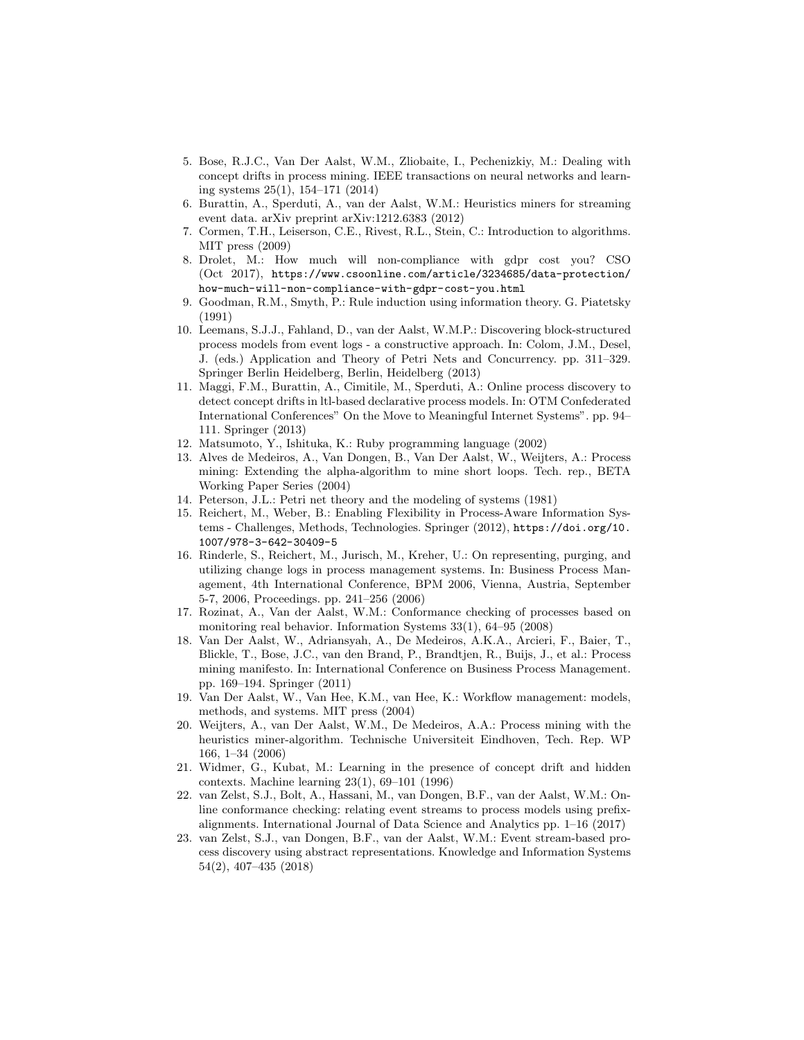5. Bose, R.J.C., Van Der Aalst, W.M., Zliobaite, I., Pechenizkiy, M.: Dealing with concept drifts in process mining. IEEE transactions on neural networks and learning systems 25(1), 154–171 (2014)
6. Burattin, A., Sperduti, A., van der Aalst, W.M.: Heuristics miners for streaming event data. arXiv preprint arXiv:1212.6383 (2012)
7. Cormen, T.H., Leiserson, C.E., Rivest, R.L., Stein, C.: Introduction to algorithms. MIT press (2009)
8. Drolet, M.: How much will non-compliance with gdpr cost you? CSO (Oct 2017), `https://www.csoonline.com/article/3234685/data-protection/how-much-will-non-compliance-with-gdpr-cost-you.html`
9. Goodman, R.M., Smyth, P.: Rule induction using information theory. G. Piatetsky (1991)
10. Leemans, S.J.J., Fahland, D., van der Aalst, W.M.P.: Discovering block-structured process models from event logs - a constructive approach. In: Colom, J.M., Desel, J. (eds.) Application and Theory of Petri Nets and Concurrency. pp. 311–329. Springer Berlin Heidelberg, Berlin, Heidelberg (2013)
11. Maggi, F.M., Burattin, A., Cimitile, M., Sperduti, A.: Online process discovery to detect concept drifts in ltl-based declarative process models. In: OTM Confederated International Conferences" On the Move to Meaningful Internet Systems". pp. 94–111. Springer (2013)
12. Matsumoto, Y., Ishituka, K.: Ruby programming language (2002)
13. Alves de Medeiros, A., Van Dongen, B., Van Der Aalst, W., Weijters, A.: Process mining: Extending the alpha-algorithm to mine short loops. Tech. rep., BETA Working Paper Series (2004)
14. Peterson, J.L.: Petri net theory and the modeling of systems (1981)
15. Reichert, M., Weber, B.: Enabling Flexibility in Process-Aware Information Systems - Challenges, Methods, Technologies. Springer (2012), `https://doi.org/10.1007/978-3-642-30409-5`
16. Rinderle, S., Reichert, M., Jurisch, M., Kreher, U.: On representing, purging, and utilizing change logs in process management systems. In: Business Process Management, 4th International Conference, BPM 2006, Vienna, Austria, September 5-7, 2006, Proceedings. pp. 241–256 (2006)
17. Rozinat, A., Van der Aalst, W.M.: Conformance checking of processes based on monitoring real behavior. Information Systems 33(1), 64–95 (2008)
18. Van Der Aalst, W., Adriansyah, A., De Medeiros, A.K.A., Arcieri, F., Baier, T., Blickle, T., Bose, J.C., van den Brand, P., Brandtjen, R., Buijs, J., et al.: Process mining manifesto. In: International Conference on Business Process Management. pp. 169–194. Springer (2011)
19. Van Der Aalst, W., Van Hee, K.M., van Hee, K.: Workflow management: models, methods, and systems. MIT press (2004)
20. Weijters, A., van Der Aalst, W.M., De Medeiros, A.A.: Process mining with the heuristics miner-algorithm. Technische Universiteit Eindhoven, Tech. Rep. WP 166, 1–34 (2006)
21. Widmer, G., Kubat, M.: Learning in the presence of concept drift and hidden contexts. Machine learning 23(1), 69–101 (1996)
22. van Zelst, S.J., Bolt, A., Hassani, M., van Dongen, B.F., van der Aalst, W.M.: Online conformance checking: relating event streams to process models using prefix-alignments. International Journal of Data Science and Analytics pp. 1–16 (2017)
23. van Zelst, S.J., van Dongen, B.F., van der Aalst, W.M.: Event stream-based process discovery using abstract representations. Knowledge and Information Systems 54(2), 407–435 (2018)